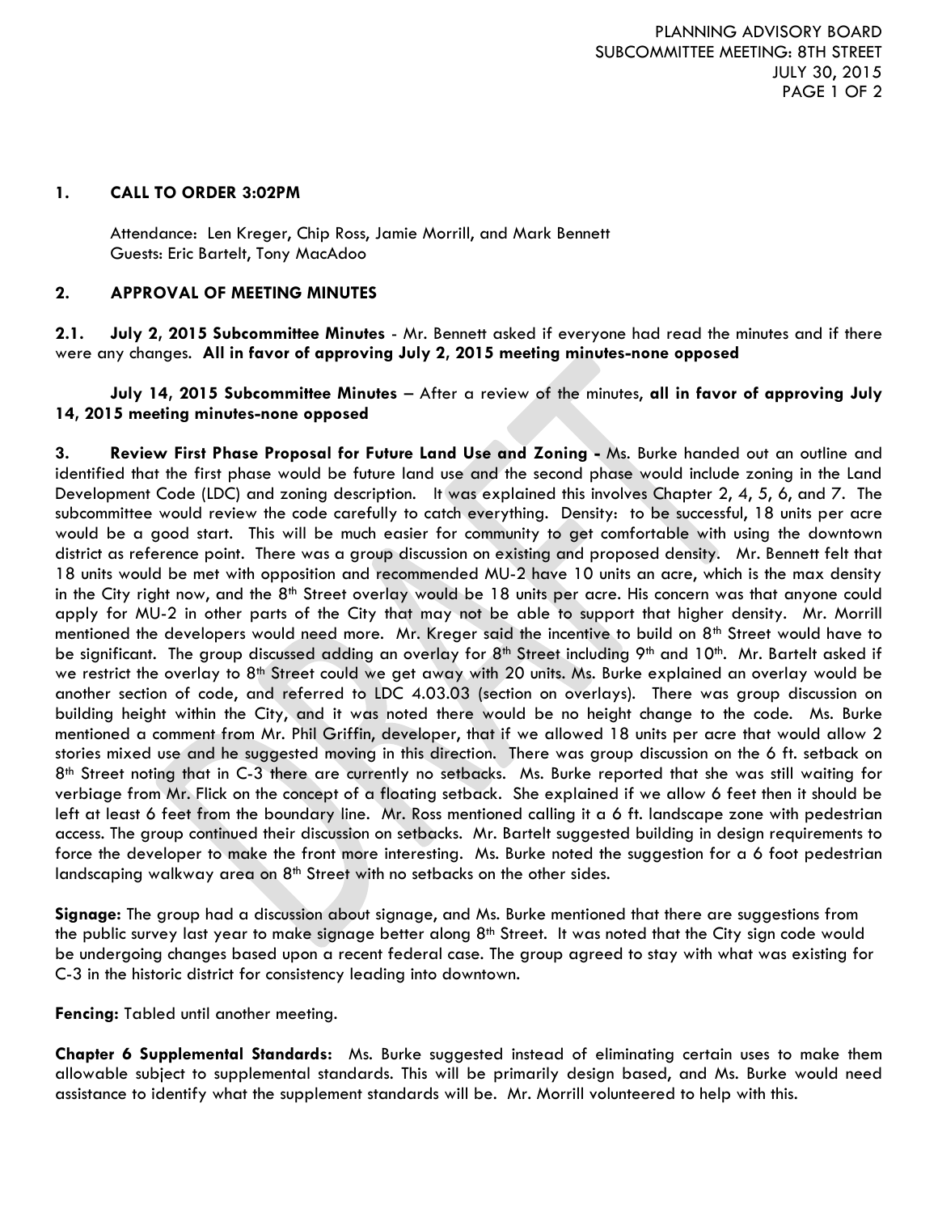## 1. CALL TO ORDER 3:02PM

Attendance: Len Kreger, Chip Ross, Jamie Morrill, and Mark Bennett
Guests: Eric Bartelt, Tony MacAdoo

## 2. APPROVAL OF MEETING MINUTES

**2.1. July 2, 2015 Subcommittee Minutes** - Mr. Bennett asked if everyone had read the minutes and if there were any changes. **All in favor of approving July 2, 2015 meeting minutes-none opposed**

**July 14, 2015 Subcommittee Minutes** – After a review of the minutes, **all in favor of approving July 14, 2015 meeting minutes-none opposed**

**3. Review First Phase Proposal for Future Land Use and Zoning -** Ms. Burke handed out an outline and identified that the first phase would be future land use and the second phase would include zoning in the Land Development Code (LDC) and zoning description. It was explained this involves Chapter 2, 4, 5, 6, and 7. The subcommittee would review the code carefully to catch everything. Density: to be successful, 18 units per acre would be a good start. This will be much easier for community to get comfortable with using the downtown district as reference point. There was a group discussion on existing and proposed density. Mr. Bennett felt that 18 units would be met with opposition and recommended MU-2 have 10 units an acre, which is the max density in the City right now, and the 8th Street overlay would be 18 units per acre. His concern was that anyone could apply for MU-2 in other parts of the City that may not be able to support that higher density. Mr. Morrill mentioned the developers would need more. Mr. Kreger said the incentive to build on 8th Street would have to be significant. The group discussed adding an overlay for 8th Street including 9th and 10th. Mr. Bartelt asked if we restrict the overlay to 8th Street could we get away with 20 units. Ms. Burke explained an overlay would be another section of code, and referred to LDC 4.03.03 (section on overlays). There was group discussion on building height within the City, and it was noted there would be no height change to the code. Ms. Burke mentioned a comment from Mr. Phil Griffin, developer, that if we allowed 18 units per acre that would allow 2 stories mixed use and he suggested moving in this direction. There was group discussion on the 6 ft. setback on 8th Street noting that in C-3 there are currently no setbacks. Ms. Burke reported that she was still waiting for verbiage from Mr. Flick on the concept of a floating setback. She explained if we allow 6 feet then it should be left at least 6 feet from the boundary line. Mr. Ross mentioned calling it a 6 ft. landscape zone with pedestrian access. The group continued their discussion on setbacks. Mr. Bartelt suggested building in design requirements to force the developer to make the front more interesting. Ms. Burke noted the suggestion for a 6 foot pedestrian landscaping walkway area on 8th Street with no setbacks on the other sides.

**Signage:** The group had a discussion about signage, and Ms. Burke mentioned that there are suggestions from the public survey last year to make signage better along 8th Street. It was noted that the City sign code would be undergoing changes based upon a recent federal case. The group agreed to stay with what was existing for C-3 in the historic district for consistency leading into downtown.

**Fencing:** Tabled until another meeting.

**Chapter 6 Supplemental Standards:** Ms. Burke suggested instead of eliminating certain uses to make them allowable subject to supplemental standards. This will be primarily design based, and Ms. Burke would need assistance to identify what the supplement standards will be. Mr. Morrill volunteered to help with this.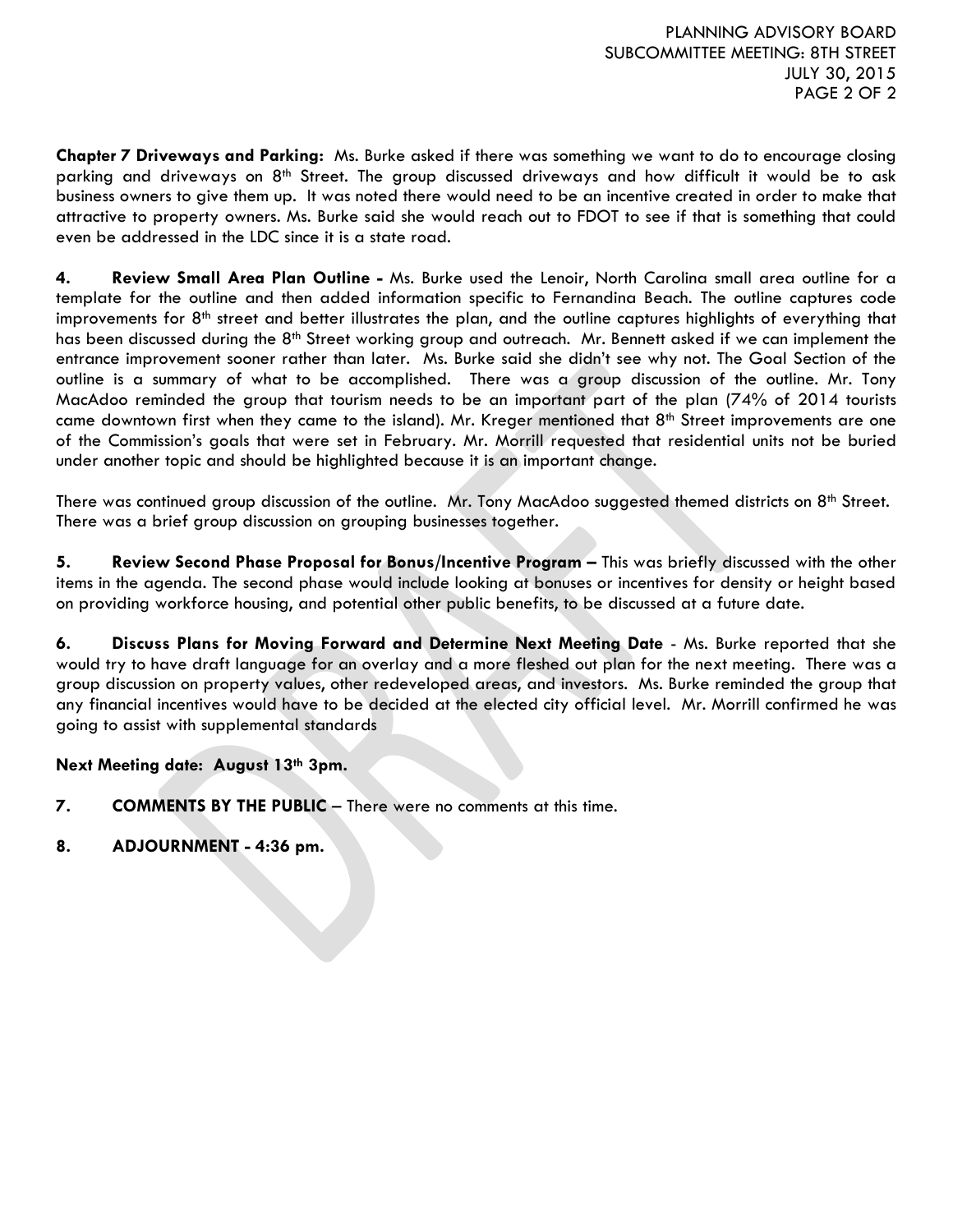**Chapter 7 Driveways and Parking:** Ms. Burke asked if there was something we want to do to encourage closing parking and driveways on 8th Street. The group discussed driveways and how difficult it would be to ask business owners to give them up. It was noted there would need to be an incentive created in order to make that attractive to property owners. Ms. Burke said she would reach out to FDOT to see if that is something that could even be addressed in the LDC since it is a state road.

**4. Review Small Area Plan Outline -** Ms. Burke used the Lenoir, North Carolina small area outline for a template for the outline and then added information specific to Fernandina Beach. The outline captures code improvements for 8th street and better illustrates the plan, and the outline captures highlights of everything that has been discussed during the 8th Street working group and outreach. Mr. Bennett asked if we can implement the entrance improvement sooner rather than later. Ms. Burke said she didn't see why not. The Goal Section of the outline is a summary of what to be accomplished. There was a group discussion of the outline. Mr. Tony MacAdoo reminded the group that tourism needs to be an important part of the plan (74% of 2014 tourists came downtown first when they came to the island). Mr. Kreger mentioned that 8th Street improvements are one of the Commission's goals that were set in February. Mr. Morrill requested that residential units not be buried under another topic and should be highlighted because it is an important change.

There was continued group discussion of the outline. Mr. Tony MacAdoo suggested themed districts on 8th Street. There was a brief group discussion on grouping businesses together.

**5. Review Second Phase Proposal for Bonus/Incentive Program –** This was briefly discussed with the other items in the agenda. The second phase would include looking at bonuses or incentives for density or height based on providing workforce housing, and potential other public benefits, to be discussed at a future date.

**6. Discuss Plans for Moving Forward and Determine Next Meeting Date** - Ms. Burke reported that she would try to have draft language for an overlay and a more fleshed out plan for the next meeting. There was a group discussion on property values, other redeveloped areas, and investors. Ms. Burke reminded the group that any financial incentives would have to be decided at the elected city official level. Mr. Morrill confirmed he was going to assist with supplemental standards

**Next Meeting date: August 13th 3pm.**

**7. COMMENTS BY THE PUBLIC** – There were no comments at this time.

**8. ADJOURNMENT - 4:36 pm.**